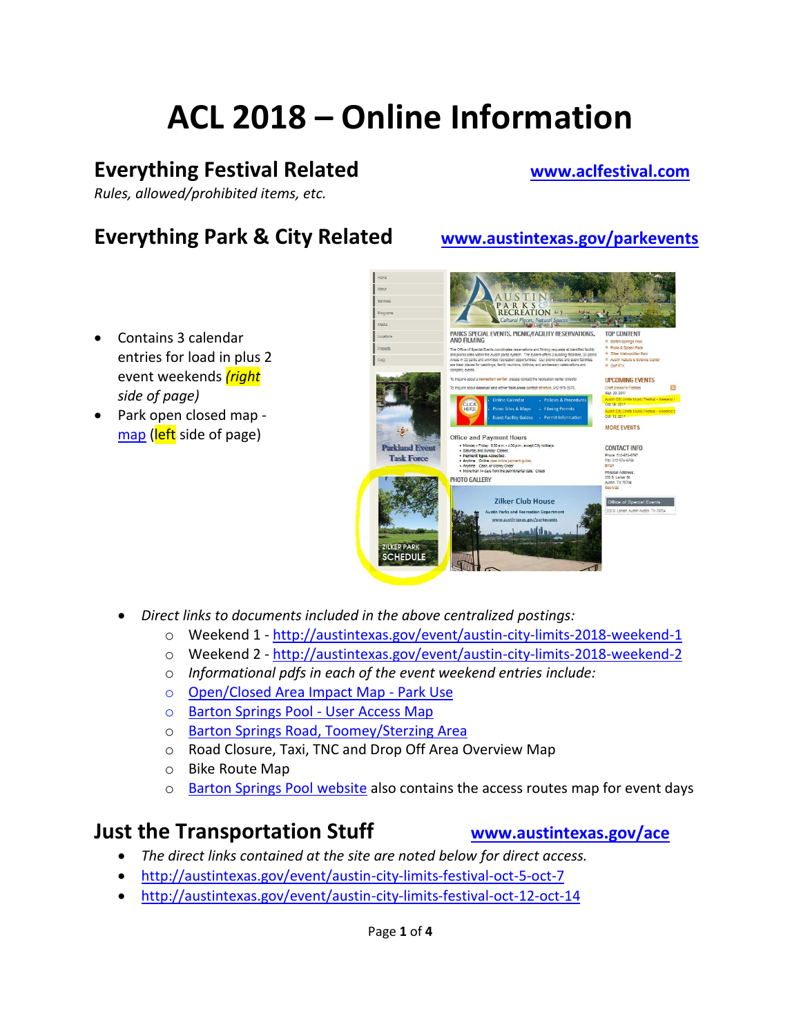# ACL 2018 – Online Information

## Everything Festival Related

**www.aclfestival.com**

*Rules, allowed/prohibited items, etc.*

## Everything Park & City Related

**www.austintexas.gov/parkevents**

- Contains 3 calendar entries for load in plus 2 event weekends *(right side of page)*
- Park open closed map - map (left side of page)

- *Direct links to documents included in the above centralized postings:*
  - Weekend 1 - http://austintexas.gov/event/austin-city-limits-2018-weekend-1
  - Weekend 2 - http://austintexas.gov/event/austin-city-limits-2018-weekend-2
  - *Informational pdfs in each of the event weekend entries include:*
  - Open/Closed Area Impact Map - Park Use
  - Barton Springs Pool - User Access Map
  - Barton Springs Road, Toomey/Sterzing Area
  - Road Closure, Taxi, TNC and Drop Off Area Overview Map
  - Bike Route Map
  - Barton Springs Pool website also contains the access routes map for event days

## Just the Transportation Stuff

**www.austintexas.gov/ace**

- *The direct links contained at the site are noted below for direct access.*
- http://austintexas.gov/event/austin-city-limits-festival-oct-5-oct-7
- http://austintexas.gov/event/austin-city-limits-festival-oct-12-oct-14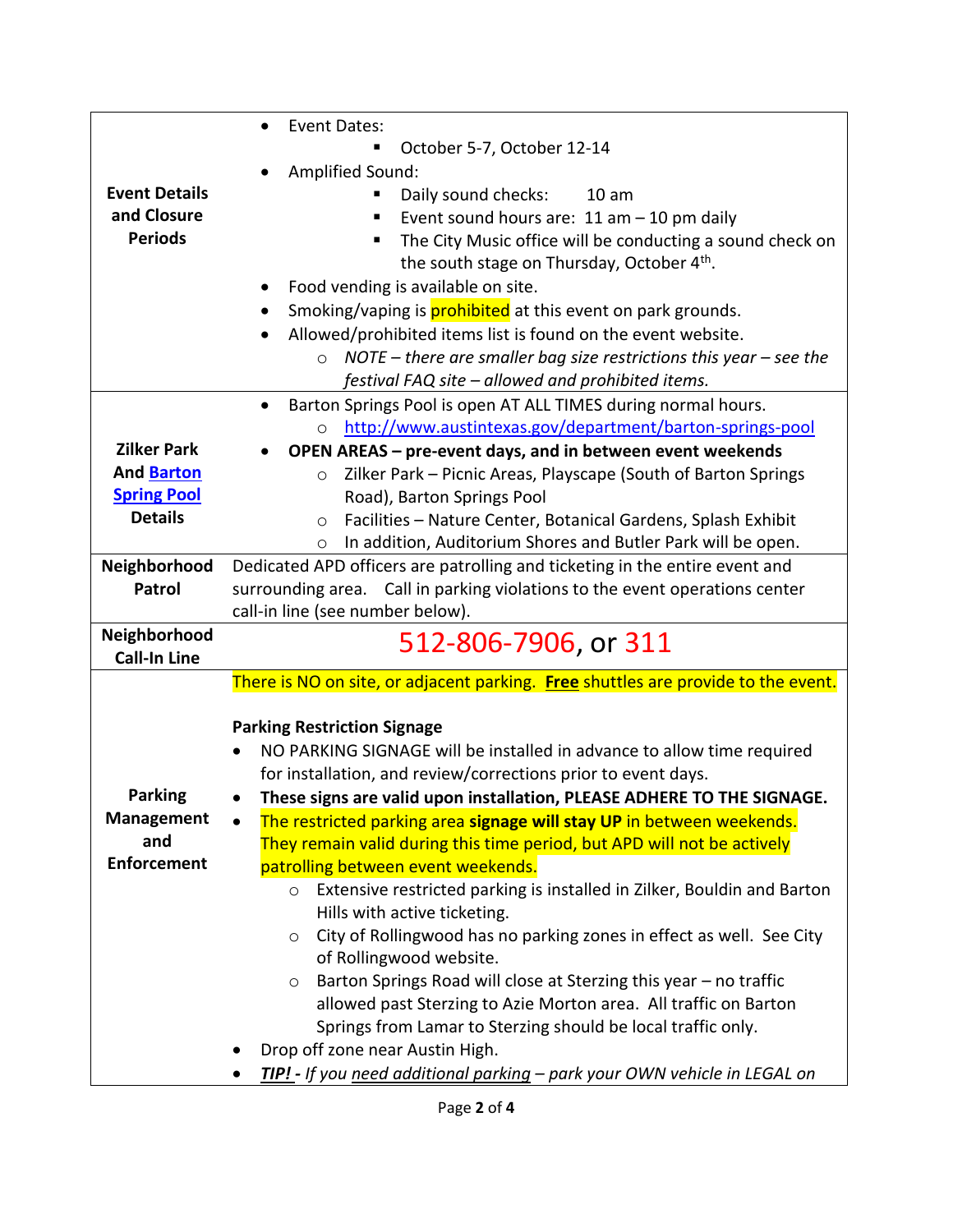| | |
|---|---|
| **Event Details and Closure Periods** | • Event Dates:<br>  ▪ October 5-7, October 12-14<br>• Amplified Sound:<br>  ▪ Daily sound checks: 10 am<br>  ▪ Event sound hours are: 11 am – 10 pm daily<br>  ▪ The City Music office will be conducting a sound check on the south stage on Thursday, October 4th.<br>• Food vending is available on site.<br>• Smoking/vaping is prohibited at this event on park grounds.<br>• Allowed/prohibited items list is found on the event website.<br>  ○ *NOTE – there are smaller bag size restrictions this year – see the festival FAQ site – allowed and prohibited items.* |
| **Zilker Park And [Barton Spring Pool](http://www.austintexas.gov/department/barton-springs-pool) Details** | • Barton Springs Pool is open AT ALL TIMES during normal hours.<br>  ○ [http://www.austintexas.gov/department/barton-springs-pool](http://www.austintexas.gov/department/barton-springs-pool)<br>• **OPEN AREAS – pre-event days, and in between event weekends**<br>  ○ Zilker Park – Picnic Areas, Playscape (South of Barton Springs Road), Barton Springs Pool<br>  ○ Facilities – Nature Center, Botanical Gardens, Splash Exhibit<br>  ○ In addition, Auditorium Shores and Butler Park will be open. |
| **Neighborhood Patrol** | Dedicated APD officers are patrolling and ticketing in the entire event and surrounding area. Call in parking violations to the event operations center call-in line (see number below). |
| **Neighborhood Call-In Line** | 512-806-7906, or 311 |
| **Parking Management and Enforcement** | There is NO on site, or adjacent parking. **Free** shuttles are provide to the event.<br><br>**Parking Restriction Signage**<br>• NO PARKING SIGNAGE will be installed in advance to allow time required for installation, and review/corrections prior to event days.<br>• **These signs are valid upon installation, PLEASE ADHERE TO THE SIGNAGE.**<br>• The restricted parking area **signage will stay UP** in between weekends. They remain valid during this time period, but APD will not be actively patrolling between event weekends.<br>  ○ Extensive restricted parking is installed in Zilker, Bouldin and Barton Hills with active ticketing.<br>  ○ City of Rollingwood has no parking zones in effect as well. See City of Rollingwood website.<br>  ○ Barton Springs Road will close at Sterzing this year – no traffic allowed past Sterzing to Azie Morton area. All traffic on Barton Springs from Lamar to Sterzing should be local traffic only.<br>• Drop off zone near Austin High.<br>• ***TIP!* - *If you need additional parking – park your OWN vehicle in LEGAL on*** |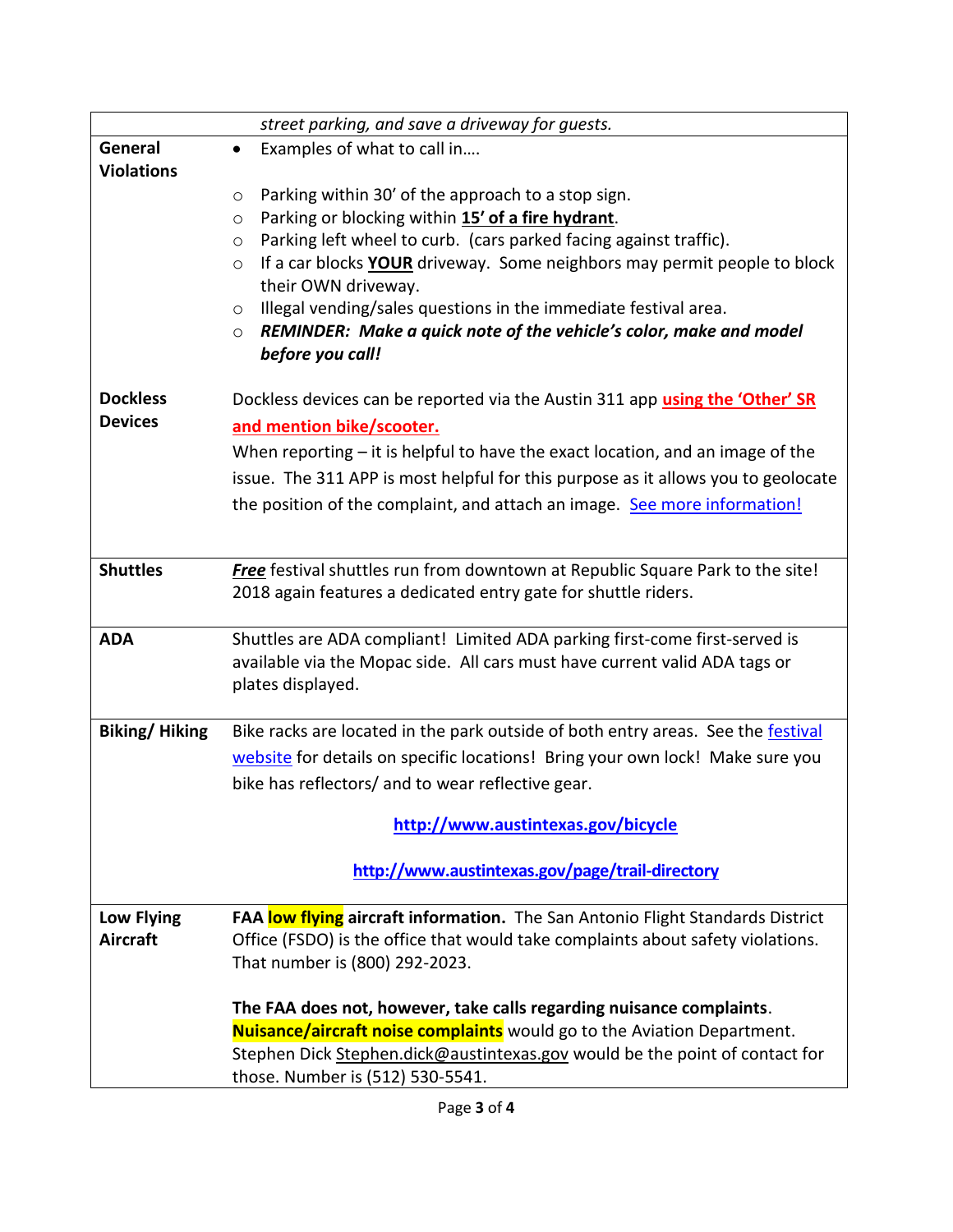| | |
|---|---|
| | *street parking, and save a driveway for guests.* |
| **General Violations** | • Examples of what to call in…. <br><br> ○ Parking within 30' of the approach to a stop sign. <br> ○ Parking or blocking within **15' of a fire hydrant**. <br> ○ Parking left wheel to curb. (cars parked facing against traffic). <br> ○ If a car blocks **YOUR** driveway. Some neighbors may permit people to block their OWN driveway. <br> ○ Illegal vending/sales questions in the immediate festival area. <br> ○ ***REMINDER: Make a quick note of the vehicle's color, make and model before you call!*** |
| **Dockless Devices** | Dockless devices can be reported via the Austin 311 app **using the 'Other' SR and mention bike/scooter.** <br> When reporting – it is helpful to have the exact location, and an image of the issue. The 311 APP is most helpful for this purpose as it allows you to geolocate the position of the complaint, and attach an image. See more information! |
| **Shuttles** | ***Free*** festival shuttles run from downtown at Republic Square Park to the site! 2018 again features a dedicated entry gate for shuttle riders. |
| **ADA** | Shuttles are ADA compliant! Limited ADA parking first-come first-served is available via the Mopac side. All cars must have current valid ADA tags or plates displayed. |
| **Biking/ Hiking** | Bike racks are located in the park outside of both entry areas. See the festival website for details on specific locations! Bring your own lock! Make sure you bike has reflectors/ and to wear reflective gear. <br><br> **http://www.austintexas.gov/bicycle** <br><br> **http://www.austintexas.gov/page/trail-directory** |
| **Low Flying Aircraft** | **FAA low flying aircraft information.** The San Antonio Flight Standards District Office (FSDO) is the office that would take complaints about safety violations. That number is (800) 292-2023. <br><br> **The FAA does not, however, take calls regarding nuisance complaints**. **Nuisance/aircraft noise complaints** would go to the Aviation Department. Stephen Dick Stephen.dick@austintexas.gov would be the point of contact for those. Number is (512) 530-5541. |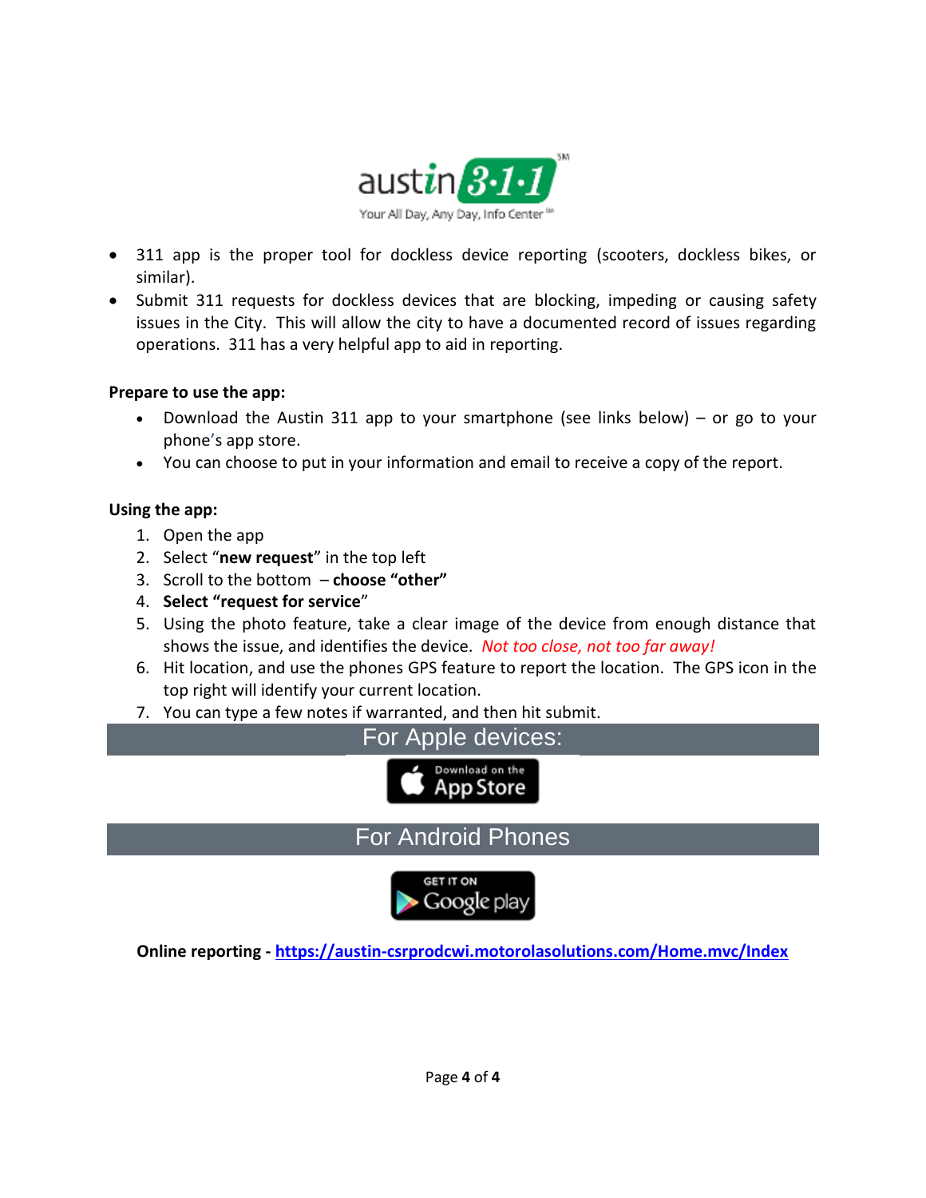- 311 app is the proper tool for dockless device reporting (scooters, dockless bikes, or similar).
- Submit 311 requests for dockless devices that are blocking, impeding or causing safety issues in the City. This will allow the city to have a documented record of issues regarding operations. 311 has a very helpful app to aid in reporting.

**Prepare to use the app:**

- Download the Austin 311 app to your smartphone (see links below) – or go to your phone's app store.
- You can choose to put in your information and email to receive a copy of the report.

**Using the app:**

1. Open the app
2. Select "**new request**" in the top left
3. Scroll to the bottom – **choose "other"**
4. **Select "request for service**"
5. Using the photo feature, take a clear image of the device from enough distance that shows the issue, and identifies the device. *Not too close, not too far away!*
6. Hit location, and use the phones GPS feature to report the location. The GPS icon in the top right will identify your current location.
7. You can type a few notes if warranted, and then hit submit.

## For Apple devices:

Download on the App Store

## For Android Phones

GET IT ON Google play

**Online reporting - https://austin-csrprodcwi.motorolasolutions.com/Home.mvc/Index**